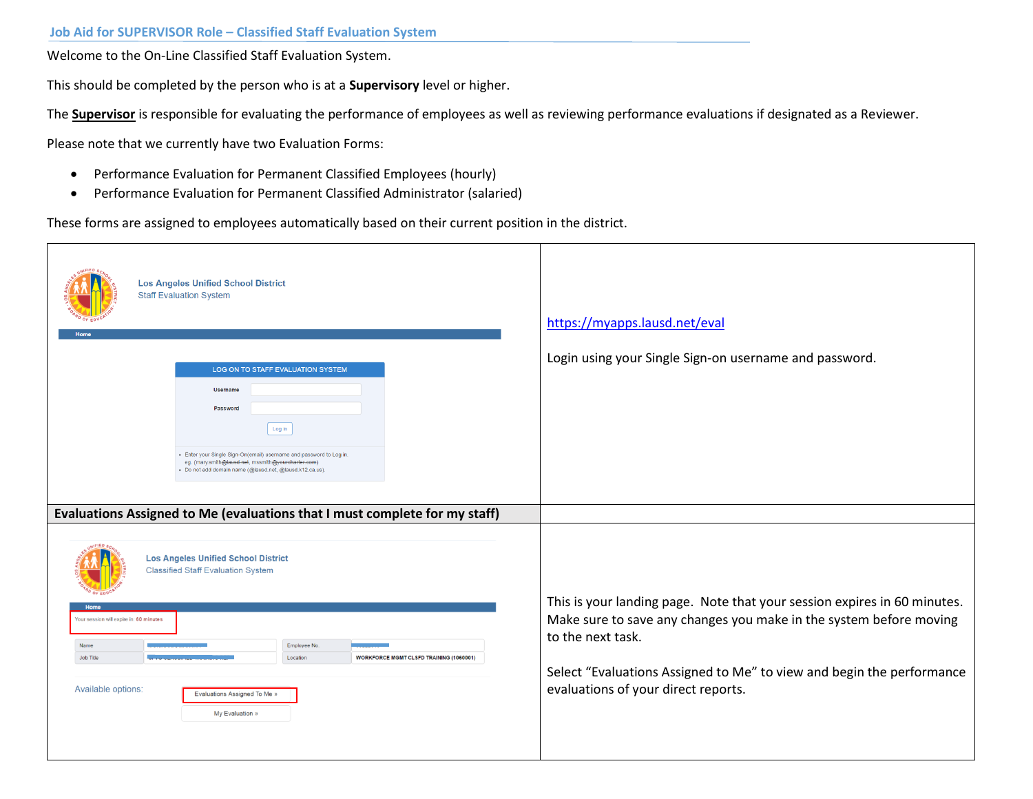## Job Aid for SUPERVISOR Role – Classified Staff Evaluation System

Welcome to the On-Line Classified Staff Evaluation System.

This should be completed by the person who is at a **Supervisory** level or higher.

The **Supervisor** is responsible for evaluating the performance of employees as well as reviewing performance evaluations if designated as a Reviewer.

Please note that we currently have two Evaluation Forms:

- Performance Evaluation for Permanent Classified Employees (hourly)
- Performance Evaluation for Permanent Classified Administrator (salaried)

These forms are assigned to employees automatically based on their current position in the district.

| | |
|---|---|
| Los Angeles Unified School District<br>Staff Evaluation System<br>Home<br>LOG ON TO STAFF EVALUATION SYSTEM<br>Username<br>Password<br>Log in<br>• Enter your Single Sign-On(email) username and password to Log in. eg. (mary.smith@lausd.net, mssmith@yourcharter.com)<br>• Do not add domain name (@lausd.net, @lausd.k12.ca.us). | https://myapps.lausd.net/eval<br><br>Login using your Single Sign-on username and password. |
| **Evaluations Assigned to Me (evaluations that I must complete for my staff)** | |
| Los Angeles Unified School District<br>Classified Staff Evaluation System<br>Home<br>Your session will expire in: 60 minutes<br>Name / Employee No.<br>Job Title / Location: WORKFORCE MGMT CLSFD TRAINING (1060001)<br>Available options: Evaluations Assigned To Me »<br>My Evaluation » | This is your landing page. Note that your session expires in 60 minutes. Make sure to save any changes you make in the system before moving to the next task.<br><br>Select "Evaluations Assigned to Me" to view and begin the performance evaluations of your direct reports. |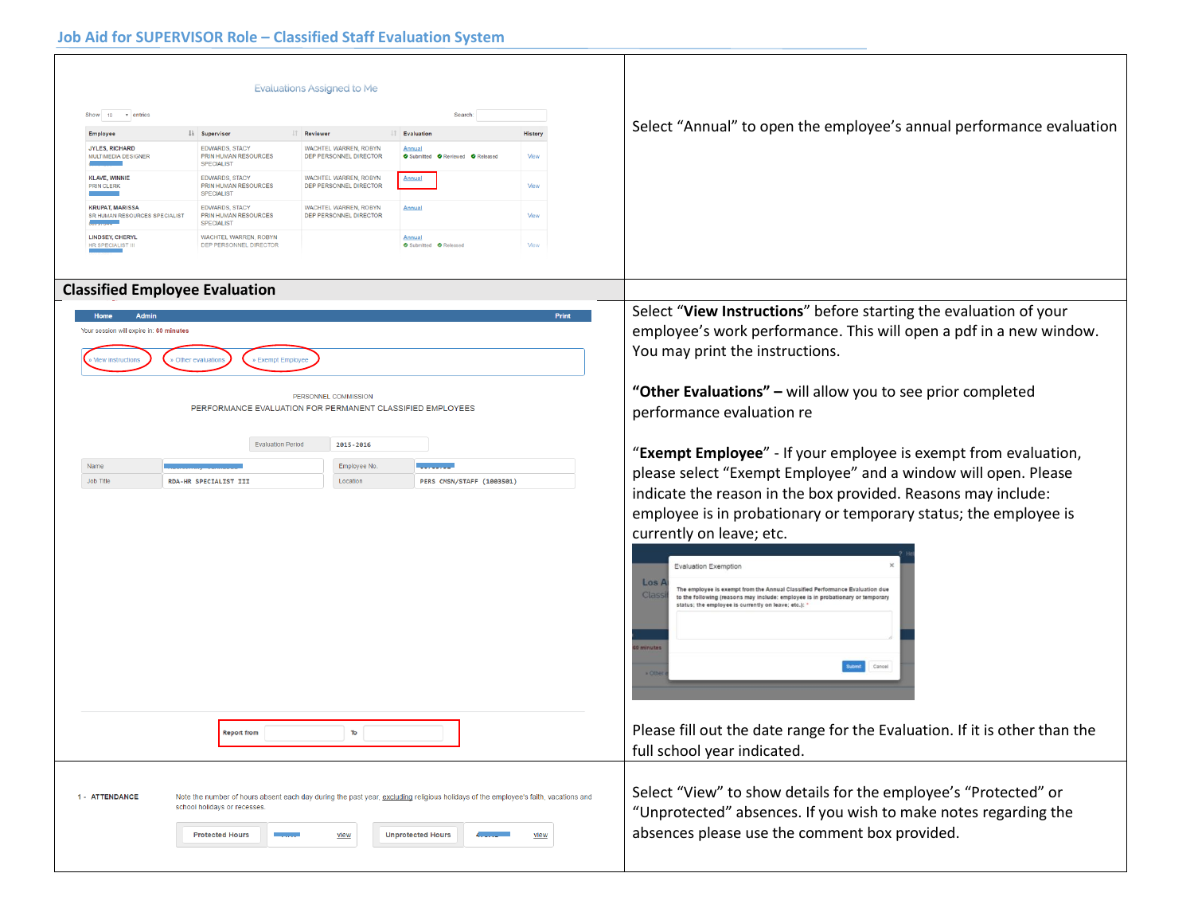## Job Aid for SUPERVISOR Role – Classified Staff Evaluation System

| | |
|---|---|
| Evaluations Assigned to Me | Select "Annual" to open the employee's annual performance evaluation |
| **Classified Employee Evaluation** | |
| » View instructions  » Other evaluations  » Exempt Employee<br><br>PERSONNEL COMMISSION<br>PERFORMANCE EVALUATION FOR PERMANENT CLASSIFIED EMPLOYEES<br><br>Evaluation Period 2015-2016<br><br>Report from ___ To ___ | Select "**View Instructions**" before starting the evaluation of your employee's work performance. This will open a pdf in a new window. You may print the instructions.<br><br>**"Other Evaluations" –** will allow you to see prior completed performance evaluation re<br><br>"**Exempt Employee**" - If your employee is exempt from evaluation, please select "Exempt Employee" and a window will open. Please indicate the reason in the box provided. Reasons may include: employee is in probationary or temporary status; the employee is currently on leave; etc.<br><br>Please fill out the date range for the Evaluation. If it is other than the full school year indicated. |
| 1 - ATTENDANCE<br>Note the number of hours absent each day during the past year, excluding religious holidays of the employee's faith, vacations and school holidays or recesses.<br>Protected Hours view  Unprotected Hours view | Select "View" to show details for the employee's "Protected" or "Unprotected" absences. If you wish to make notes regarding the absences please use the comment box provided. |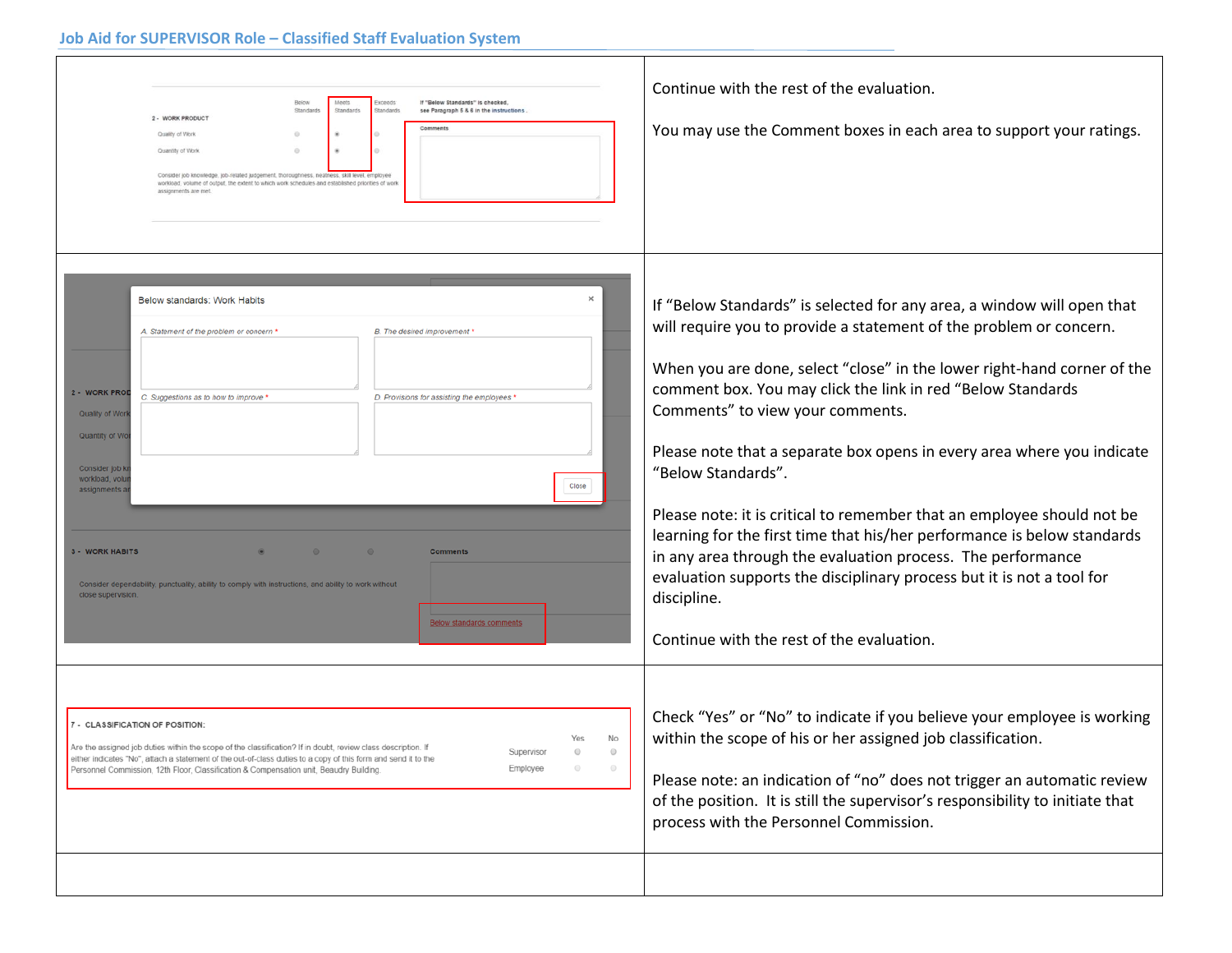| | |
|---|---|
| | Continue with the rest of the evaluation.<br><br>You may use the Comment boxes in each area to support your ratings. |
| | If "Below Standards" is selected for any area, a window will open that will require you to provide a statement of the problem or concern.<br><br>When you are done, select "close" in the lower right-hand corner of the comment box. You may click the link in red "Below Standards Comments" to view your comments.<br><br>Please note that a separate box opens in every area where you indicate "Below Standards".<br><br>Please note: it is critical to remember that an employee should not be learning for the first time that his/her performance is below standards in any area through the evaluation process. The performance evaluation supports the disciplinary process but it is not a tool for discipline.<br><br>Continue with the rest of the evaluation. |
| | Check "Yes" or "No" to indicate if you believe your employee is working within the scope of his or her assigned job classification.<br><br>Please note: an indication of "no" does not trigger an automatic review of the position. It is still the supervisor's responsibility to initiate that process with the Personnel Commission. |
| | |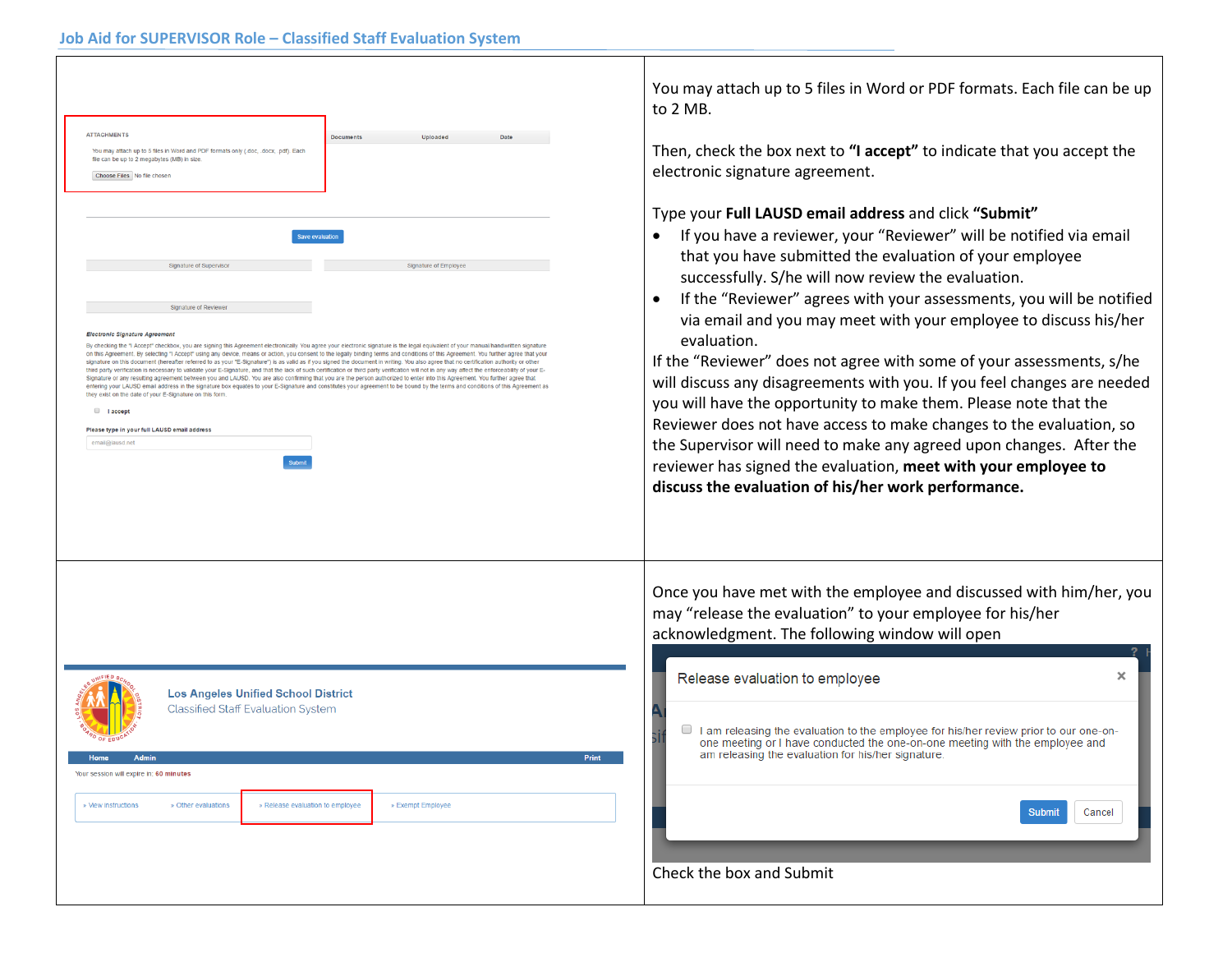| | |
|---|---|
| | You may attach up to 5 files in Word or PDF formats. Each file can be up to 2 MB.<br><br>Then, check the box next to **"I accept"** to indicate that you accept the electronic signature agreement.<br><br>Type your **Full LAUSD email address** and click **"Submit"**<br>• If you have a reviewer, your "Reviewer" will be notified via email that you have submitted the evaluation of your employee successfully. S/he will now review the evaluation.<br>• If the "Reviewer" agrees with your assessments, you will be notified via email and you may meet with your employee to discuss his/her evaluation.<br>If the "Reviewer" does not agree with some of your assessments, s/he will discuss any disagreements with you. If you feel changes are needed you will have the opportunity to make them. Please note that the Reviewer does not have access to make changes to the evaluation, so the Supervisor will need to make any agreed upon changes. After the reviewer has signed the evaluation, **meet with your employee to discuss the evaluation of his/her work performance.** |
| | Once you have met with the employee and discussed with him/her, you may "release the evaluation" to your employee for his/her acknowledgment. The following window will open<br><br>Check the box and Submit |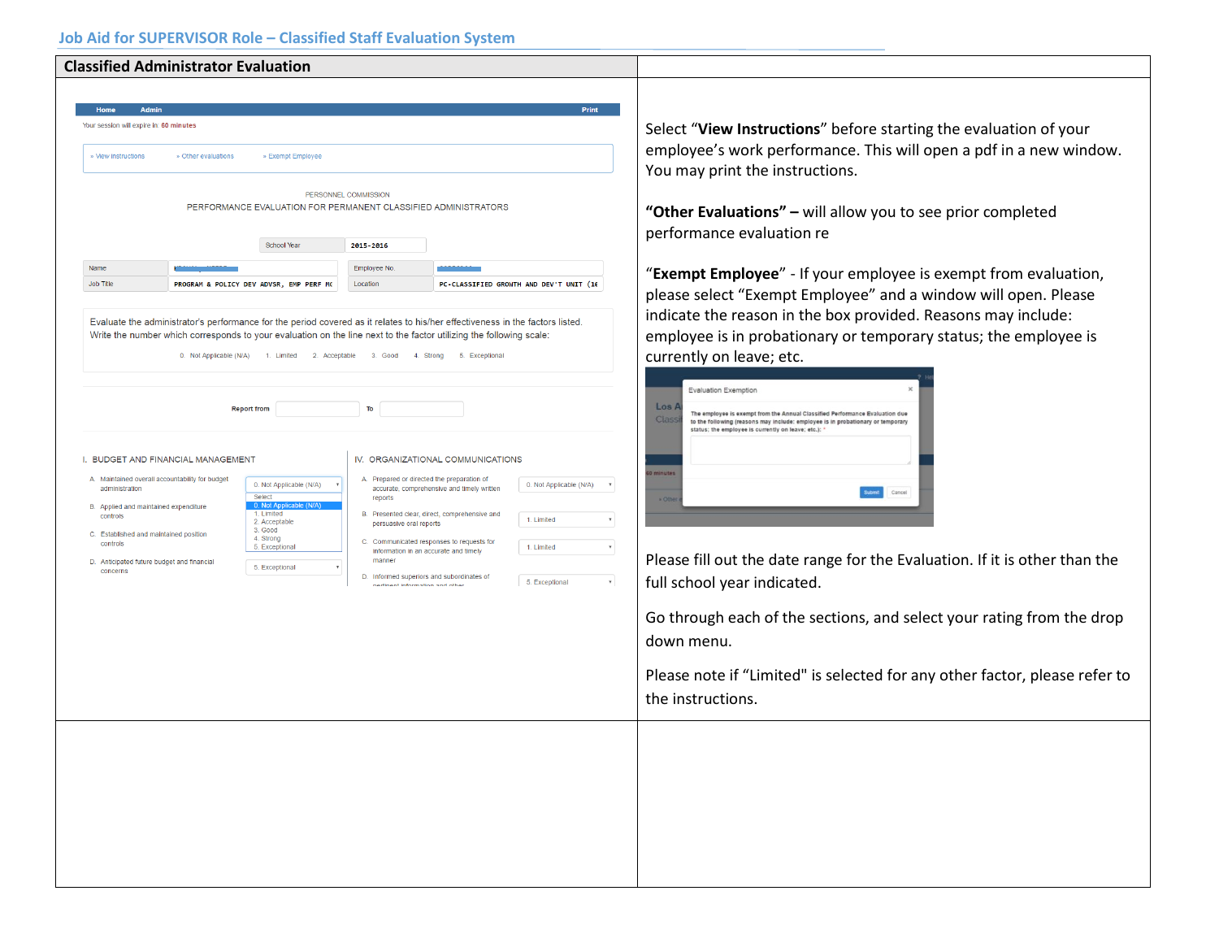## Classified Administrator Evaluation

Select "**View Instructions**" before starting the evaluation of your employee's work performance. This will open a pdf in a new window. You may print the instructions.

**"Other Evaluations" –** will allow you to see prior completed performance evaluation re

"**Exempt Employee**" - If your employee is exempt from evaluation, please select "Exempt Employee" and a window will open. Please indicate the reason in the box provided. Reasons may include: employee is in probationary or temporary status; the employee is currently on leave; etc.

Please fill out the date range for the Evaluation. If it is other than the full school year indicated.

Go through each of the sections, and select your rating from the drop down menu.

Please note if "Limited" is selected for any other factor, please refer to the instructions.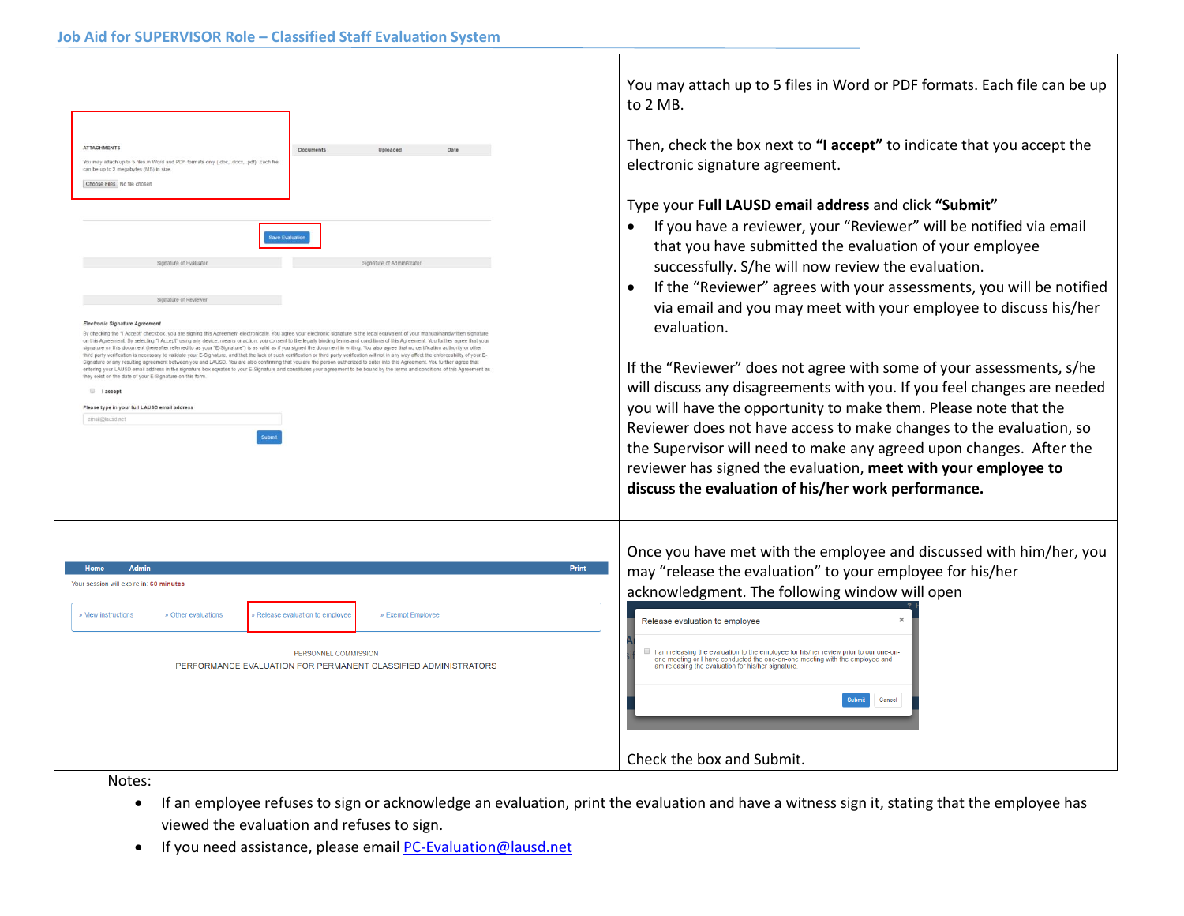| | |
|---|---|
| ATTACHMENTS<br>You may attach up to 5 files in Word and PDF formats only (.doc, .docx, .pdf). Each file can be up to 2 megabytes (MB) in size.<br>Choose Files No file chosen<br>Documents Uploaded Date<br>Save Evaluation<br>Signature of Evaluator Signature of Administrator<br>Signature of Reviewer<br>*Electronic Signature Agreement*<br>By checking the "I Accept" checkbox, you are signing this Agreement electronically. You agree your electronic signature is the legal equivalent of your manual/handwritten signature on this Agreement. By selecting "I Accept" using any device, means or action, you consent to the legally binding terms and conditions of this Agreement. You further agree that your signature on this document (hereafter referred to as your "E-Signature") is as valid as if you signed the document in writing. You also agree that no certification authority or other third party verification is necessary to validate your E-Signature, and that the lack of such certification or third party verification will not in any way affect the enforceability of your E-Signature or any resulting agreement between you and LAUSD. You are also confirming that you are the person authorized to enter into this Agreement. You further agree that entering your LAUSD email address in the signature box equates to your E-Signature and constitutes your agreement to be bound by the terms and conditions of this Agreement as they exist on the date of your E-Signature on this form.<br>I accept<br>Please type in your full LAUSD email address<br>email@lausd.net<br>Submit | You may attach up to 5 files in Word or PDF formats. Each file can be up to 2 MB.<br><br>Then, check the box next to **"I accept"** to indicate that you accept the electronic signature agreement.<br><br>Type your **Full LAUSD email address** and click **"Submit"**<br>• If you have a reviewer, your "Reviewer" will be notified via email that you have submitted the evaluation of your employee successfully. S/he will now review the evaluation.<br>• If the "Reviewer" agrees with your assessments, you will be notified via email and you may meet with your employee to discuss his/her evaluation.<br><br>If the "Reviewer" does not agree with some of your assessments, s/he will discuss any disagreements with you. If you feel changes are needed you will have the opportunity to make them. Please note that the Reviewer does not have access to make changes to the evaluation, so the Supervisor will need to make any agreed upon changes. After the reviewer has signed the evaluation, **meet with your employee to discuss the evaluation of his/her work performance.** |
| Home Admin Print<br>Your session will expire in: 60 minutes<br>» View instructions » Other evaluations » Release evaluation to employee » Exempt Employee<br>PERSONNEL COMMISSION<br>PERFORMANCE EVALUATION FOR PERMANENT CLASSIFIED ADMINISTRATORS | Once you have met with the employee and discussed with him/her, you may "release the evaluation" to your employee for his/her acknowledgment. The following window will open<br><br>Release evaluation to employee<br>I am releasing the evaluation to the employee for his/her review prior to our one-on-one meeting or I have conducted the one-on-one meeting with the employee and am releasing the evaluation for his/her signature.<br>Submit Cancel<br><br>Check the box and Submit. |

Notes:

- If an employee refuses to sign or acknowledge an evaluation, print the evaluation and have a witness sign it, stating that the employee has viewed the evaluation and refuses to sign.
- If you need assistance, please email PC-Evaluation@lausd.net